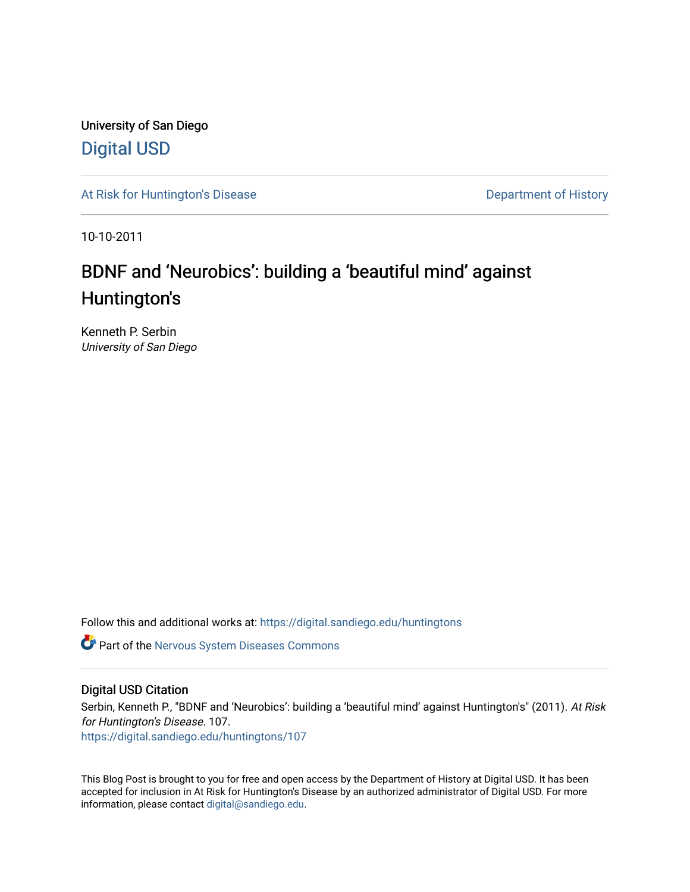University of San Diego

Digital USD

At Risk for Huntington's Disease

Department of History

10-10-2011

# BDNF and 'Neurobics': building a 'beautiful mind' against Huntington's

Kenneth P. Serbin
*University of San Diego*

Follow this and additional works at: https://digital.sandiego.edu/huntingtons

Part of the Nervous System Diseases Commons

## Digital USD Citation

Serbin, Kenneth P., "BDNF and 'Neurobics': building a 'beautiful mind' against Huntington's" (2011). *At Risk for Huntington's Disease*. 107.
https://digital.sandiego.edu/huntingtons/107

This Blog Post is brought to you for free and open access by the Department of History at Digital USD. It has been accepted for inclusion in At Risk for Huntington's Disease by an authorized administrator of Digital USD. For more information, please contact digital@sandiego.edu.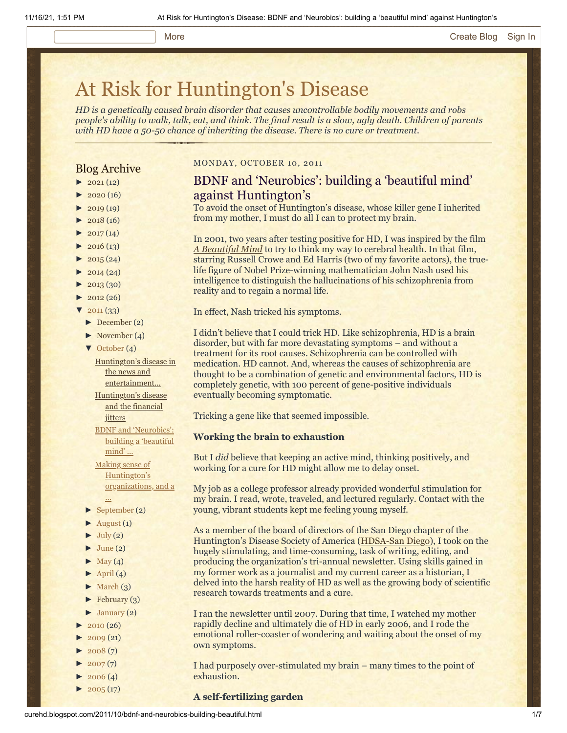# At Risk for Huntington's Disease

*HD is a genetically caused brain disorder that causes uncontrollable bodily movements and robs people's ability to walk, talk, eat, and think. The final result is a slow, ugly death. Children of parents with HD have a 50-50 chance of inheriting the disease. There is no cure or treatment.*

## Blog Archive

- ► 2021 (12)
- ► 2020 (16)
- ► 2019 (19)
- ► 2018 (16)
- ► 2017 (14)
- ► 2016 (13)
- ► 2015 (24)
- ► 2014 (24)
- ► 2013 (30)
- ► 2012 (26)
- ▼ 2011 (33)
  - ► December (2)
  - ► November (4)
  - ▼ October (4)
    - Huntington's disease in the news and entertainment...
    - Huntington's disease and the financial jitters
    - BDNF and 'Neurobics': building a 'beautiful mind' ...
    - Making sense of Huntington's organizations, and a ...
  - ► September (2)
  - ► August (1)
  - ► July (2)
  - ► June (2)
  - ► May (4)
  - ► April (4)
  - ► March (3)
  - ► February (3)
  - ► January (2)
- ► 2010 (26)
- ► 2009 (21)
- ► 2008 (7)
- ► 2007 (7)
- ► 2006 (4)
- ► 2005 (17)

MONDAY, OCTOBER 10, 2011

## BDNF and 'Neurobics': building a 'beautiful mind' against Huntington's

To avoid the onset of Huntington's disease, whose killer gene I inherited from my mother, I must do all I can to protect my brain.

In 2001, two years after testing positive for HD, I was inspired by the film *A Beautiful Mind* to try to think my way to cerebral health. In that film, starring Russell Crowe and Ed Harris (two of my favorite actors), the true-life figure of Nobel Prize-winning mathematician John Nash used his intelligence to distinguish the hallucinations of his schizophrenia from reality and to regain a normal life.

In effect, Nash tricked his symptoms.

I didn't believe that I could trick HD. Like schizophrenia, HD is a brain disorder, but with far more devastating symptoms – and without a treatment for its root causes. Schizophrenia can be controlled with medication. HD cannot. And, whereas the causes of schizophrenia are thought to be a combination of genetic and environmental factors, HD is completely genetic, with 100 percent of gene-positive individuals eventually becoming symptomatic.

Tricking a gene like that seemed impossible.

### Working the brain to exhaustion

But I *did* believe that keeping an active mind, thinking positively, and working for a cure for HD might allow me to delay onset.

My job as a college professor already provided wonderful stimulation for my brain. I read, wrote, traveled, and lectured regularly. Contact with the young, vibrant students kept me feeling young myself.

As a member of the board of directors of the San Diego chapter of the Huntington's Disease Society of America (HDSA-San Diego), I took on the hugely stimulating, and time-consuming, task of writing, editing, and producing the organization's tri-annual newsletter. Using skills gained in my former work as a journalist and my current career as a historian, I delved into the harsh reality of HD as well as the growing body of scientific research towards treatments and a cure.

I ran the newsletter until 2007. During that time, I watched my mother rapidly decline and ultimately die of HD in early 2006, and I rode the emotional roller-coaster of wondering and waiting about the onset of my own symptoms.

I had purposely over-stimulated my brain – many times to the point of exhaustion.

### A self-fertilizing garden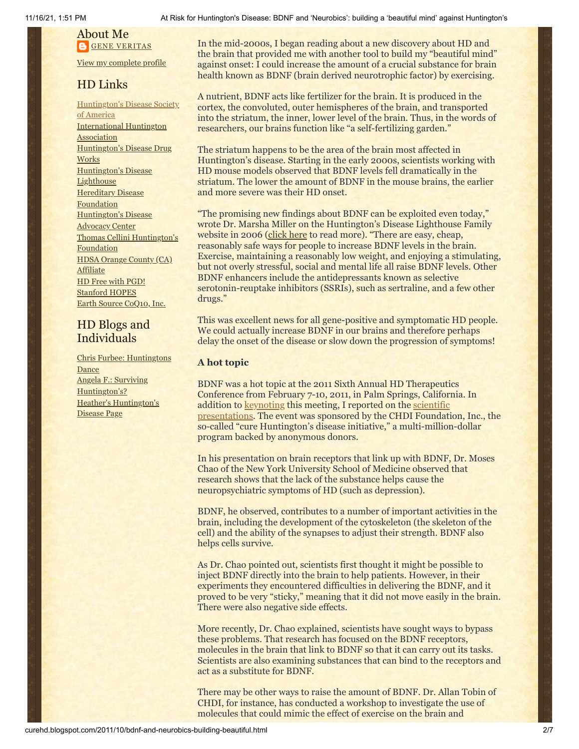About Me

GENE VERITAS

View my complete profile

## HD Links

Huntington's Disease Society of America
International Huntington Association
Huntington's Disease Drug Works
Huntington's Disease Lighthouse
Hereditary Disease Foundation
Huntington's Disease Advocacy Center
Thomas Cellini Huntington's Foundation
HDSA Orange County (CA) Affiliate
HD Free with PGD!
Stanford HOPES
Earth Source CoQ10, Inc.

## HD Blogs and Individuals

Chris Furbee: Huntingtons Dance
Angela F.: Surviving Huntington's?
Heather's Huntington's Disease Page

In the mid-2000s, I began reading about a new discovery about HD and the brain that provided me with another tool to build my "beautiful mind" against onset: I could increase the amount of a crucial substance for brain health known as BDNF (brain derived neurotrophic factor) by exercising.

A nutrient, BDNF acts like fertilizer for the brain. It is produced in the cortex, the convoluted, outer hemispheres of the brain, and transported into the striatum, the inner, lower level of the brain. Thus, in the words of researchers, our brains function like "a self-fertilizing garden."

The striatum happens to be the area of the brain most affected in Huntington's disease. Starting in the early 2000s, scientists working with HD mouse models observed that BDNF levels fell dramatically in the striatum. The lower the amount of BDNF in the mouse brains, the earlier and more severe was their HD onset.

"The promising new findings about BDNF can be exploited even today," wrote Dr. Marsha Miller on the Huntington's Disease Lighthouse Family website in 2006 (click here to read more). "There are easy, cheap, reasonably safe ways for people to increase BDNF levels in the brain. Exercise, maintaining a reasonably low weight, and enjoying a stimulating, but not overly stressful, social and mental life all raise BDNF levels. Other BDNF enhancers include the antidepressants known as selective serotonin-reuptake inhibitors (SSRIs), such as sertraline, and a few other drugs."

This was excellent news for all gene-positive and symptomatic HD people. We could actually increase BDNF in our brains and therefore perhaps delay the onset of the disease or slow down the progression of symptoms!

### A hot topic

BDNF was a hot topic at the 2011 Sixth Annual HD Therapeutics Conference from February 7-10, 2011, in Palm Springs, California. In addition to keynoting this meeting, I reported on the scientific presentations. The event was sponsored by the CHDI Foundation, Inc., the so-called "cure Huntington's disease initiative," a multi-million-dollar program backed by anonymous donors.

In his presentation on brain receptors that link up with BDNF, Dr. Moses Chao of the New York University School of Medicine observed that research shows that the lack of the substance helps cause the neuropsychiatric symptoms of HD (such as depression).

BDNF, he observed, contributes to a number of important activities in the brain, including the development of the cytoskeleton (the skeleton of the cell) and the ability of the synapses to adjust their strength. BDNF also helps cells survive.

As Dr. Chao pointed out, scientists first thought it might be possible to inject BDNF directly into the brain to help patients. However, in their experiments they encountered difficulties in delivering the BDNF, and it proved to be very "sticky," meaning that it did not move easily in the brain. There were also negative side effects.

More recently, Dr. Chao explained, scientists have sought ways to bypass these problems. That research has focused on the BDNF receptors, molecules in the brain that link to BDNF so that it can carry out its tasks. Scientists are also examining substances that can bind to the receptors and act as a substitute for BDNF.

There may be other ways to raise the amount of BDNF. Dr. Allan Tobin of CHDI, for instance, has conducted a workshop to investigate the use of molecules that could mimic the effect of exercise on the brain and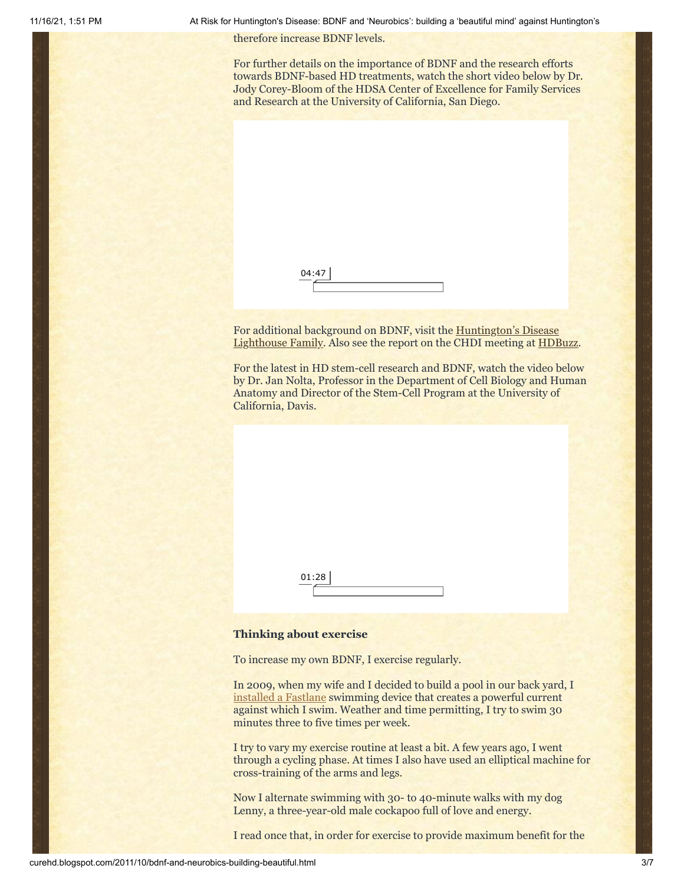therefore increase BDNF levels.

For further details on the importance of BDNF and the research efforts towards BDNF-based HD treatments, watch the short video below by Dr. Jody Corey-Bloom of the HDSA Center of Excellence for Family Services and Research at the University of California, San Diego.

04:47

For additional background on BDNF, visit the Huntington's Disease Lighthouse Family. Also see the report on the CHDI meeting at HDBuzz.

For the latest in HD stem-cell research and BDNF, watch the video below by Dr. Jan Nolta, Professor in the Department of Cell Biology and Human Anatomy and Director of the Stem-Cell Program at the University of California, Davis.

01:28

**Thinking about exercise**

To increase my own BDNF, I exercise regularly.

In 2009, when my wife and I decided to build a pool in our back yard, I installed a Fastlane swimming device that creates a powerful current against which I swim. Weather and time permitting, I try to swim 30 minutes three to five times per week.

I try to vary my exercise routine at least a bit. A few years ago, I went through a cycling phase. At times I also have used an elliptical machine for cross-training of the arms and legs.

Now I alternate swimming with 30- to 40-minute walks with my dog Lenny, a three-year-old male cockapoo full of love and energy.

I read once that, in order for exercise to provide maximum benefit for the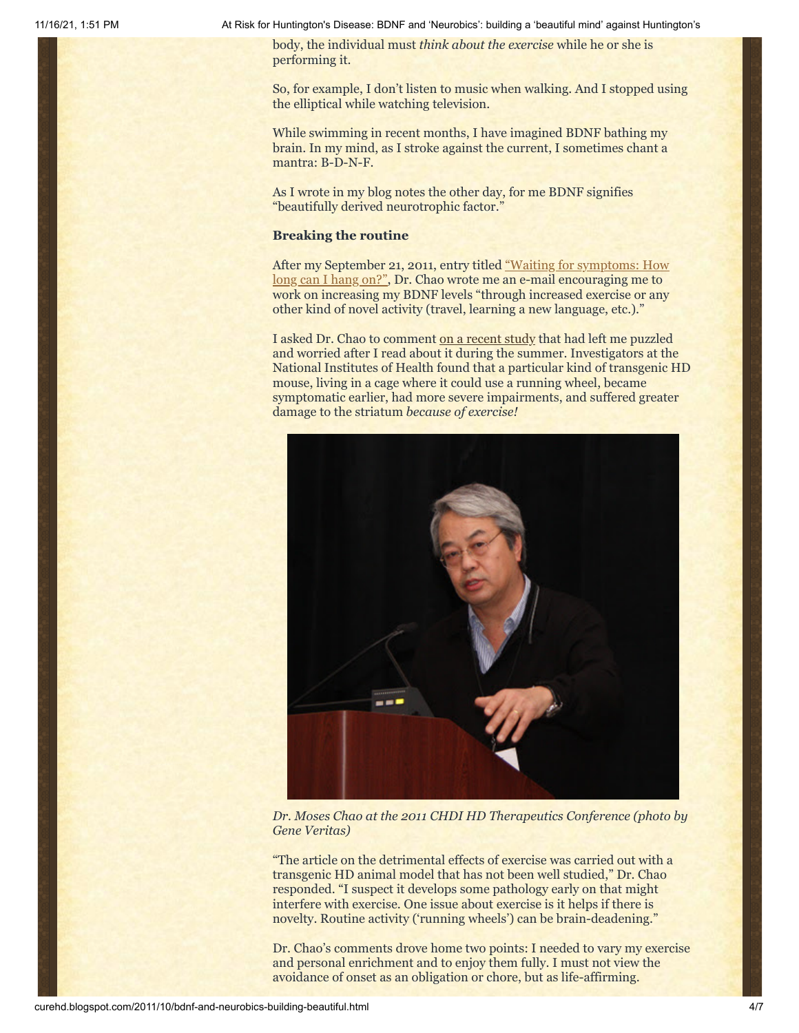body, the individual must *think about the exercise* while he or she is performing it.

So, for example, I don't listen to music when walking. And I stopped using the elliptical while watching television.

While swimming in recent months, I have imagined BDNF bathing my brain. In my mind, as I stroke against the current, I sometimes chant a mantra: B-D-N-F.

As I wrote in my blog notes the other day, for me BDNF signifies "beautifully derived neurotrophic factor."

**Breaking the routine**

After my September 21, 2011, entry titled "Waiting for symptoms: How long can I hang on?", Dr. Chao wrote me an e-mail encouraging me to work on increasing my BDNF levels "through increased exercise or any other kind of novel activity (travel, learning a new language, etc.)."

I asked Dr. Chao to comment on a recent study that had left me puzzled and worried after I read about it during the summer. Investigators at the National Institutes of Health found that a particular kind of transgenic HD mouse, living in a cage where it could use a running wheel, became symptomatic earlier, had more severe impairments, and suffered greater damage to the striatum *because of exercise!*

*Dr. Moses Chao at the 2011 CHDI HD Therapeutics Conference (photo by Gene Veritas)*

"The article on the detrimental effects of exercise was carried out with a transgenic HD animal model that has not been well studied," Dr. Chao responded. "I suspect it develops some pathology early on that might interfere with exercise. One issue about exercise is it helps if there is novelty. Routine activity ('running wheels') can be brain-deadening."

Dr. Chao's comments drove home two points: I needed to vary my exercise and personal enrichment and to enjoy them fully. I must not view the avoidance of onset as an obligation or chore, but as life-affirming.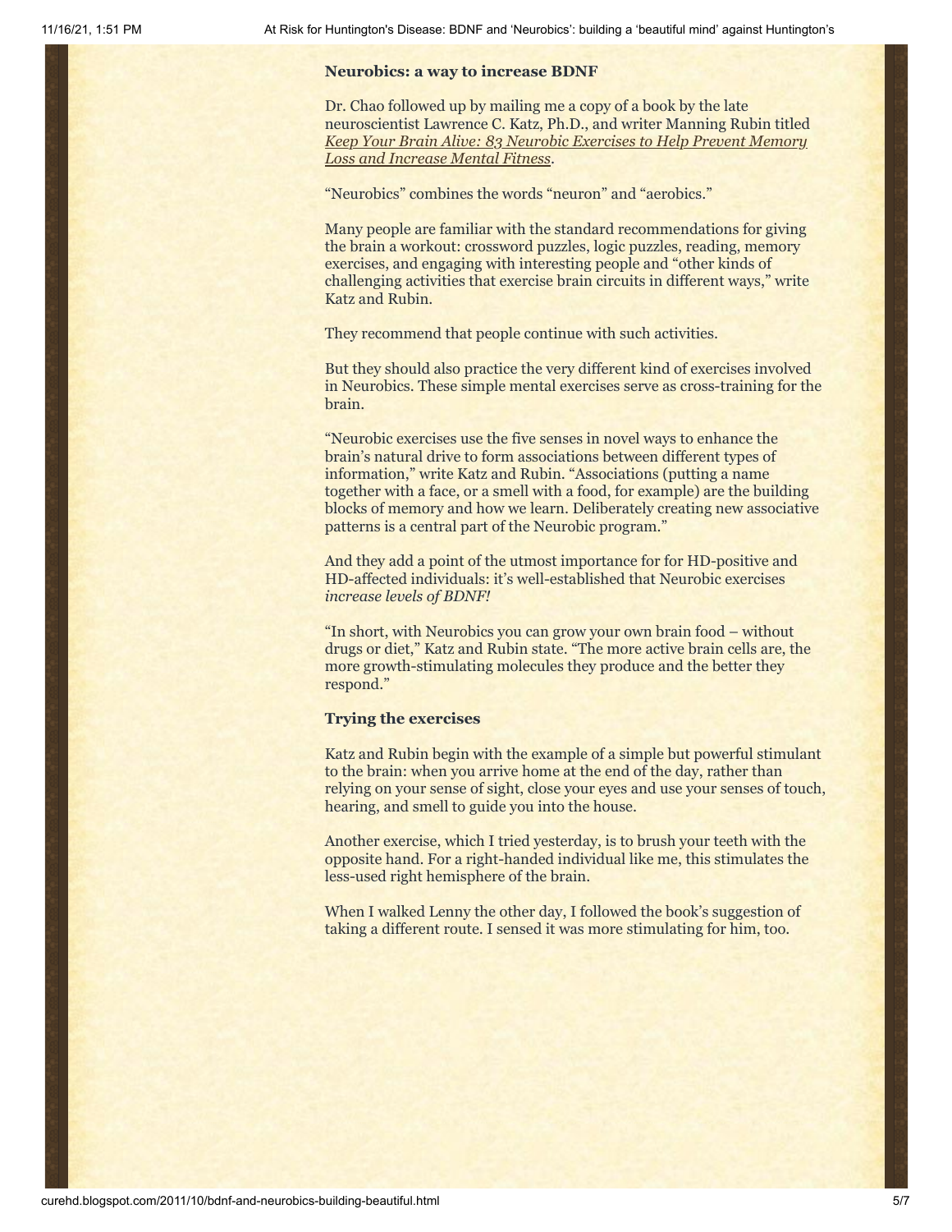**Neurobics: a way to increase BDNF**

Dr. Chao followed up by mailing me a copy of a book by the late neuroscientist Lawrence C. Katz, Ph.D., and writer Manning Rubin titled *Keep Your Brain Alive: 83 Neurobic Exercises to Help Prevent Memory Loss and Increase Mental Fitness*.

"Neurobics" combines the words "neuron" and "aerobics."

Many people are familiar with the standard recommendations for giving the brain a workout: crossword puzzles, logic puzzles, reading, memory exercises, and engaging with interesting people and "other kinds of challenging activities that exercise brain circuits in different ways," write Katz and Rubin.

They recommend that people continue with such activities.

But they should also practice the very different kind of exercises involved in Neurobics. These simple mental exercises serve as cross-training for the brain.

"Neurobic exercises use the five senses in novel ways to enhance the brain's natural drive to form associations between different types of information," write Katz and Rubin. "Associations (putting a name together with a face, or a smell with a food, for example) are the building blocks of memory and how we learn. Deliberately creating new associative patterns is a central part of the Neurobic program."

And they add a point of the utmost importance for for HD-positive and HD-affected individuals: it's well-established that Neurobic exercises *increase levels of BDNF!*

"In short, with Neurobics you can grow your own brain food – without drugs or diet," Katz and Rubin state. "The more active brain cells are, the more growth-stimulating molecules they produce and the better they respond."

**Trying the exercises**

Katz and Rubin begin with the example of a simple but powerful stimulant to the brain: when you arrive home at the end of the day, rather than relying on your sense of sight, close your eyes and use your senses of touch, hearing, and smell to guide you into the house.

Another exercise, which I tried yesterday, is to brush your teeth with the opposite hand. For a right-handed individual like me, this stimulates the less-used right hemisphere of the brain.

When I walked Lenny the other day, I followed the book's suggestion of taking a different route. I sensed it was more stimulating for him, too.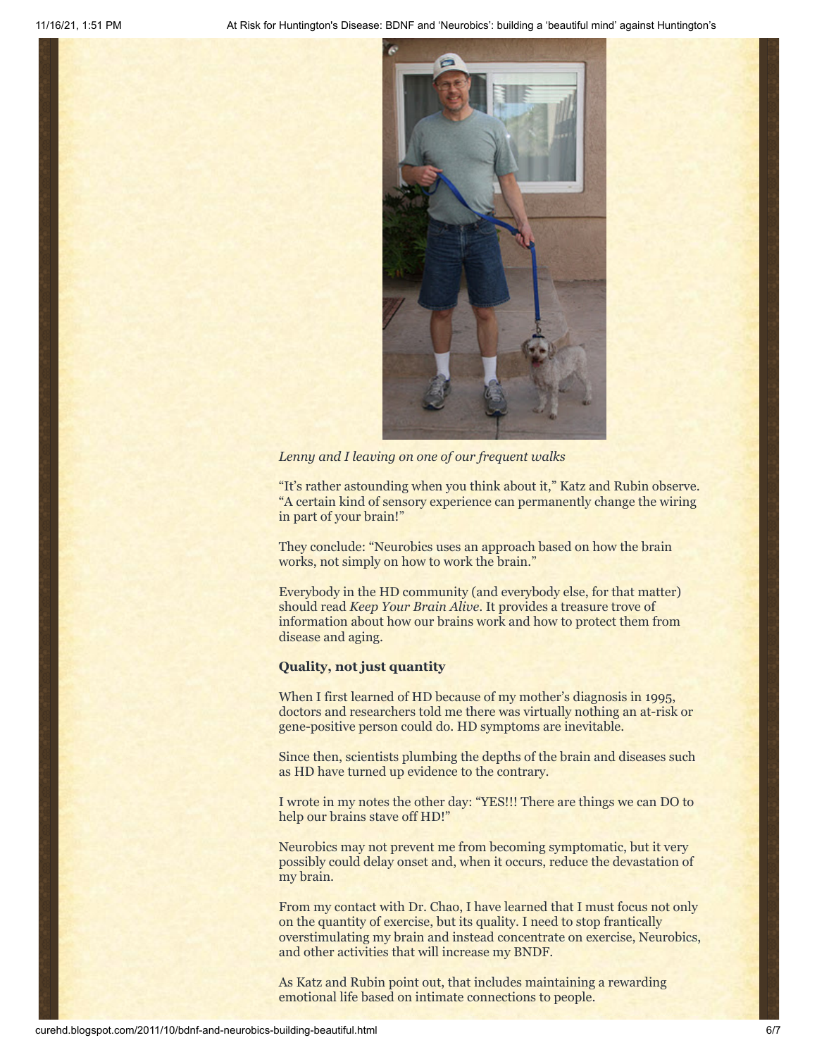*Lenny and I leaving on one of our frequent walks*

"It's rather astounding when you think about it," Katz and Rubin observe. "A certain kind of sensory experience can permanently change the wiring in part of your brain!"

They conclude: "Neurobics uses an approach based on how the brain works, not simply on how to work the brain."

Everybody in the HD community (and everybody else, for that matter) should read *Keep Your Brain Alive*. It provides a treasure trove of information about how our brains work and how to protect them from disease and aging.

**Quality, not just quantity**

When I first learned of HD because of my mother's diagnosis in 1995, doctors and researchers told me there was virtually nothing an at-risk or gene-positive person could do. HD symptoms are inevitable.

Since then, scientists plumbing the depths of the brain and diseases such as HD have turned up evidence to the contrary.

I wrote in my notes the other day: "YES!!! There are things we can DO to help our brains stave off HD!"

Neurobics may not prevent me from becoming symptomatic, but it very possibly could delay onset and, when it occurs, reduce the devastation of my brain.

From my contact with Dr. Chao, I have learned that I must focus not only on the quantity of exercise, but its quality. I need to stop frantically overstimulating my brain and instead concentrate on exercise, Neurobics, and other activities that will increase my BNDF.

As Katz and Rubin point out, that includes maintaining a rewarding emotional life based on intimate connections to people.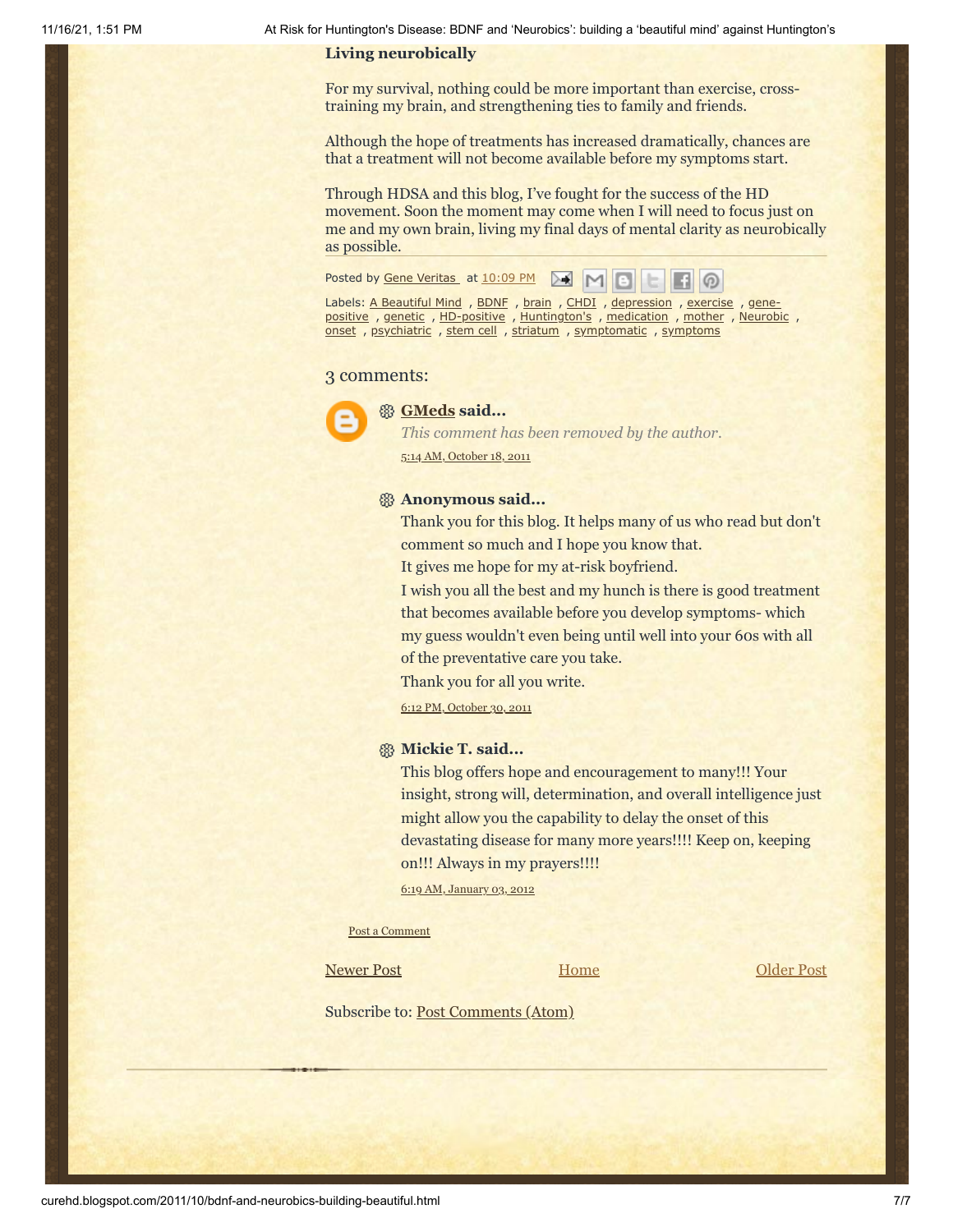### Living neurobically

For my survival, nothing could be more important than exercise, cross-training my brain, and strengthening ties to family and friends.

Although the hope of treatments has increased dramatically, chances are that a treatment will not become available before my symptoms start.

Through HDSA and this blog, I've fought for the success of the HD movement. Soon the moment may come when I will need to focus just on me and my own brain, living my final days of mental clarity as neurobically as possible.

Posted by Gene Veritas at 10:09 PM

Labels: A Beautiful Mind , BDNF , brain , CHDI , depression , exercise , gene-positive , genetic , HD-positive , Huntington's , medication , mother , Neurobic , onset , psychiatric , stem cell , striatum , symptomatic , symptoms

## 3 comments:

**GMeds said...**

*This comment has been removed by the author.*

5:14 AM, October 18, 2011

**Anonymous said...**

Thank you for this blog. It helps many of us who read but don't comment so much and I hope you know that.
It gives me hope for my at-risk boyfriend.
I wish you all the best and my hunch is there is good treatment that becomes available before you develop symptoms- which my guess wouldn't even being until well into your 60s with all of the preventative care you take.
Thank you for all you write.

6:12 PM, October 30, 2011

**Mickie T. said...**

This blog offers hope and encouragement to many!!! Your insight, strong will, determination, and overall intelligence just might allow you the capability to delay the onset of this devastating disease for many more years!!!! Keep on, keeping on!!! Always in my prayers!!!!

6:19 AM, January 03, 2012

Post a Comment

Newer Post | Home | Older Post

Subscribe to: Post Comments (Atom)